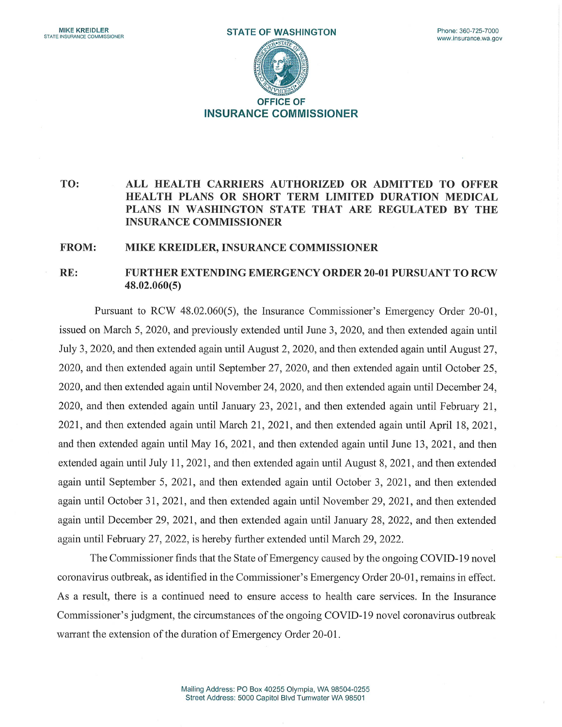MIKE KREIDLER
STATE INSURANCE COMMISSIONER

STATE OF WASHINGTON

Phone: 360-725-7000
www.insurance.wa.gov

**OFFICE OF INSURANCE COMMISSIONER**

**TO:** **ALL HEALTH CARRIERS AUTHORIZED OR ADMITTED TO OFFER HEALTH PLANS OR SHORT TERM LIMITED DURATION MEDICAL PLANS IN WASHINGTON STATE THAT ARE REGULATED BY THE INSURANCE COMMISSIONER**

**FROM:** **MIKE KREIDLER, INSURANCE COMMISSIONER**

**RE:** **FURTHER EXTENDING EMERGENCY ORDER 20-01 PURSUANT TO RCW 48.02.060(5)**

Pursuant to RCW 48.02.060(5), the Insurance Commissioner's Emergency Order 20-01, issued on March 5, 2020, and previously extended until June 3, 2020, and then extended again until July 3, 2020, and then extended again until August 2, 2020, and then extended again until August 27, 2020, and then extended again until September 27, 2020, and then extended again until October 25, 2020, and then extended again until November 24, 2020, and then extended again until December 24, 2020, and then extended again until January 23, 2021, and then extended again until February 21, 2021, and then extended again until March 21, 2021, and then extended again until April 18, 2021, and then extended again until May 16, 2021, and then extended again until June 13, 2021, and then extended again until July 11, 2021, and then extended again until August 8, 2021, and then extended again until September 5, 2021, and then extended again until October 3, 2021, and then extended again until October 31, 2021, and then extended again until November 29, 2021, and then extended again until December 29, 2021, and then extended again until January 28, 2022, and then extended again until February 27, 2022, is hereby further extended until March 29, 2022.

The Commissioner finds that the State of Emergency caused by the ongoing COVID-19 novel coronavirus outbreak, as identified in the Commissioner's Emergency Order 20-01, remains in effect. As a result, there is a continued need to ensure access to health care services. In the Insurance Commissioner's judgment, the circumstances of the ongoing COVID-19 novel coronavirus outbreak warrant the extension of the duration of Emergency Order 20-01.

Mailing Address: PO Box 40255 Olympia, WA 98504-0255
Street Address: 5000 Capitol Blvd Tumwater WA 98501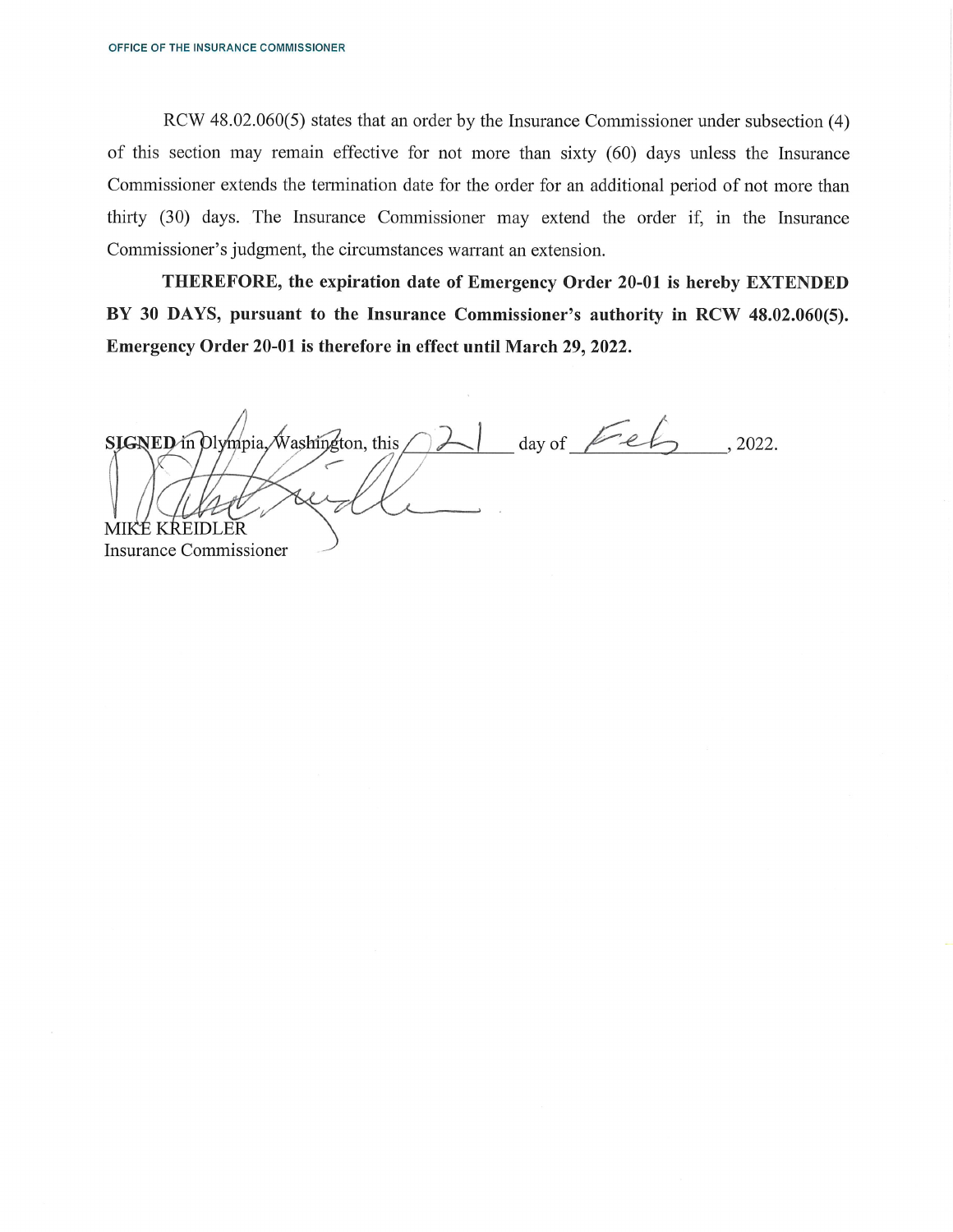RCW 48.02.060(5) states that an order by the Insurance Commissioner under subsection (4) of this section may remain effective for not more than sixty (60) days unless the Insurance Commissioner extends the termination date for the order for an additional period of not more than thirty (30) days. The Insurance Commissioner may extend the order if, in the Insurance Commissioner's judgment, the circumstances warrant an extension.

**THEREFORE, the expiration date of Emergency Order 20-01 is hereby EXTENDED BY 30 DAYS, pursuant to the Insurance Commissioner's authority in RCW 48.02.060(5). Emergency Order 20-01 is therefore in effect until March 29, 2022.**

**SIGNED** in Olympia, Washington, this 21 day of Feb, 2022.

MIKE KREIDLER
Insurance Commissioner